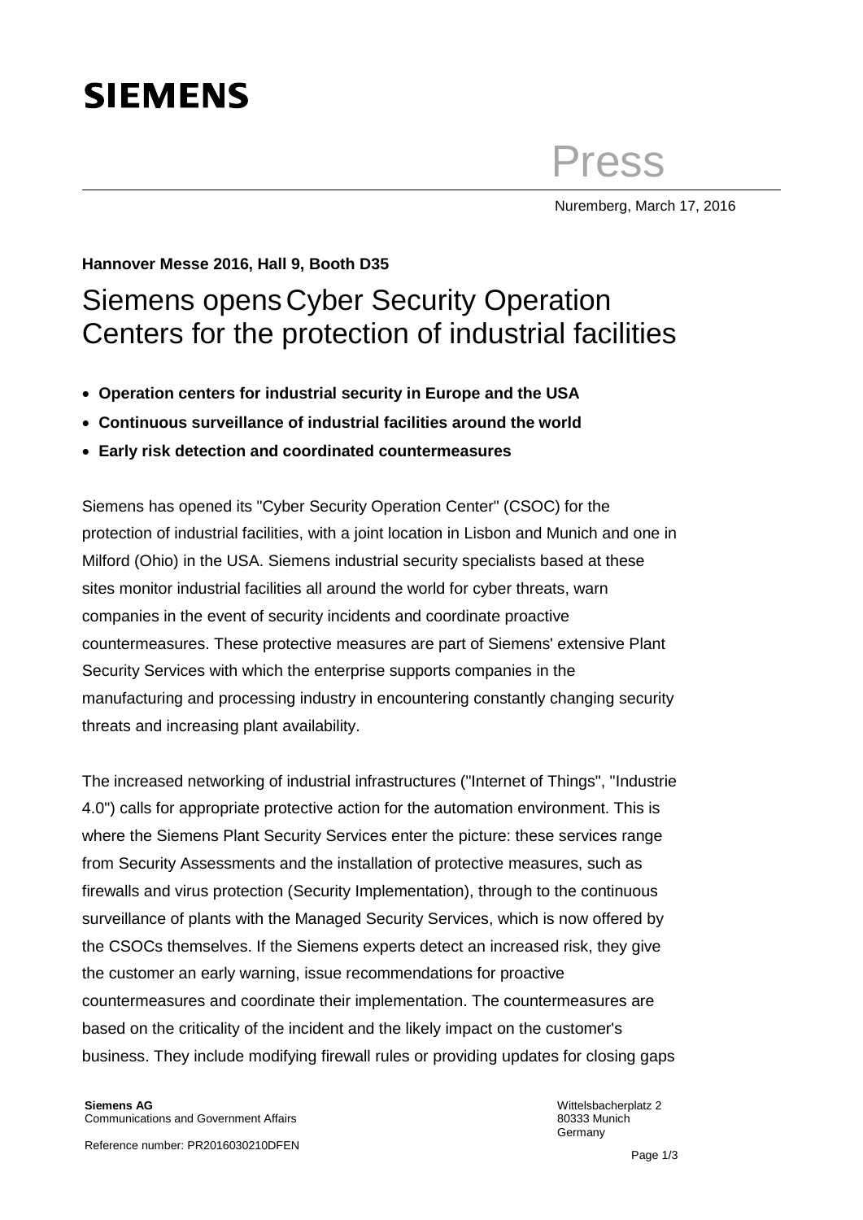# SIEMENS

Press

Nuremberg, March 17, 2016

**Hannover Messe 2016, Hall 9, Booth D35**

## Siemens opens Cyber Security Operation Centers for the protection of industrial facilities

- **Operation centers for industrial security in Europe and the USA**
- **Continuous surveillance of industrial facilities around the world**
- **Early risk detection and coordinated countermeasures**

Siemens has opened its "Cyber Security Operation Center" (CSOC) for the protection of industrial facilities, with a joint location in Lisbon and Munich and one in Milford (Ohio) in the USA. Siemens industrial security specialists based at these sites monitor industrial facilities all around the world for cyber threats, warn companies in the event of security incidents and coordinate proactive countermeasures. These protective measures are part of Siemens' extensive Plant Security Services with which the enterprise supports companies in the manufacturing and processing industry in encountering constantly changing security threats and increasing plant availability.

The increased networking of industrial infrastructures ("Internet of Things", "Industrie 4.0") calls for appropriate protective action for the automation environment. This is where the Siemens Plant Security Services enter the picture: these services range from Security Assessments and the installation of protective measures, such as firewalls and virus protection (Security Implementation), through to the continuous surveillance of plants with the Managed Security Services, which is now offered by the CSOCs themselves. If the Siemens experts detect an increased risk, they give the customer an early warning, issue recommendations for proactive countermeasures and coordinate their implementation. The countermeasures are based on the criticality of the incident and the likely impact on the customer's business. They include modifying firewall rules or providing updates for closing gaps

**Siemens AG**
Communications and Government Affairs

Wittelsbacherplatz 2
80333 Munich
Germany

Reference number: PR2016030210DFEN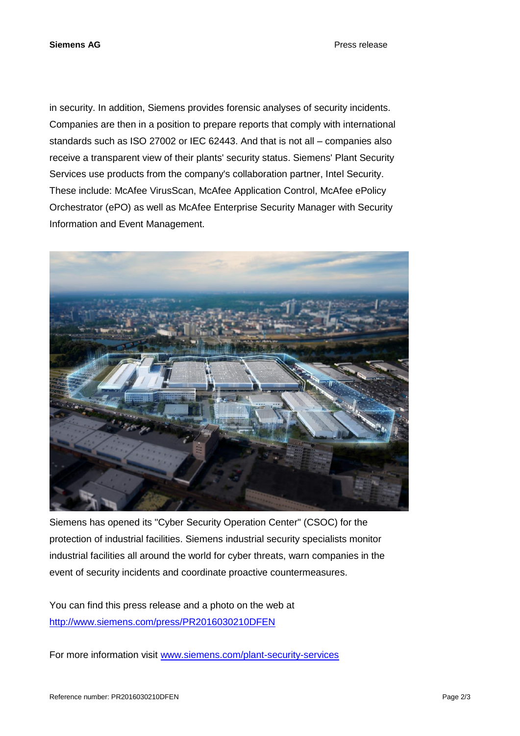in security. In addition, Siemens provides forensic analyses of security incidents. Companies are then in a position to prepare reports that comply with international standards such as ISO 27002 or IEC 62443. And that is not all – companies also receive a transparent view of their plants' security status. Siemens' Plant Security Services use products from the company's collaboration partner, Intel Security. These include: McAfee VirusScan, McAfee Application Control, McAfee ePolicy Orchestrator (ePO) as well as McAfee Enterprise Security Manager with Security Information and Event Management.

Siemens has opened its "Cyber Security Operation Center" (CSOC) for the protection of industrial facilities. Siemens industrial security specialists monitor industrial facilities all around the world for cyber threats, warn companies in the event of security incidents and coordinate proactive countermeasures.

You can find this press release and a photo on the web at [http://www.siemens.com/press/PR2016030210DFEN](http://www.siemens.com/press/PR2016030210DFEN)

For more information visit [www.siemens.com/plant-security-services](www.siemens.com/plant-security-services)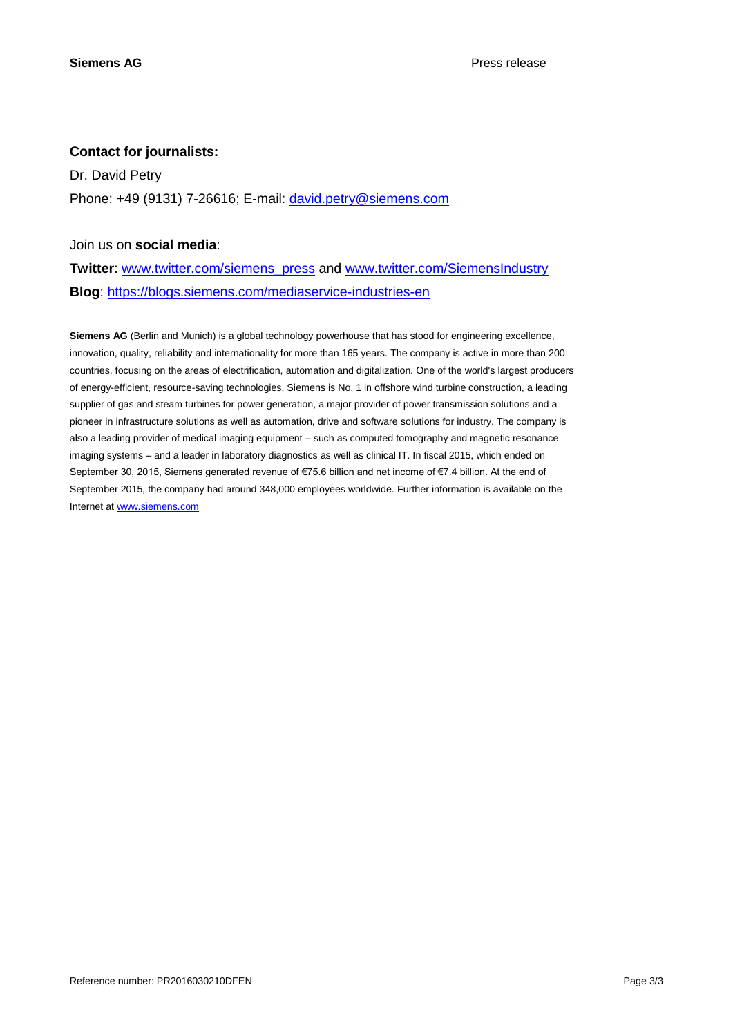**Contact for journalists:**

Dr. David Petry

Phone: +49 (9131) 7-26616; E-mail: david.petry@siemens.com

Join us on **social media**:

**Twitter**: www.twitter.com/siemens_press and www.twitter.com/SiemensIndustry

**Blog**: https://blogs.siemens.com/mediaservice-industries-en

**Siemens AG** (Berlin and Munich) is a global technology powerhouse that has stood for engineering excellence, innovation, quality, reliability and internationality for more than 165 years. The company is active in more than 200 countries, focusing on the areas of electrification, automation and digitalization. One of the world's largest producers of energy-efficient, resource-saving technologies, Siemens is No. 1 in offshore wind turbine construction, a leading supplier of gas and steam turbines for power generation, a major provider of power transmission solutions and a pioneer in infrastructure solutions as well as automation, drive and software solutions for industry. The company is also a leading provider of medical imaging equipment – such as computed tomography and magnetic resonance imaging systems – and a leader in laboratory diagnostics as well as clinical IT. In fiscal 2015, which ended on September 30, 2015, Siemens generated revenue of €75.6 billion and net income of €7.4 billion. At the end of September 2015, the company had around 348,000 employees worldwide. Further information is available on the Internet at www.siemens.com

Reference number: PR2016030210DFEN